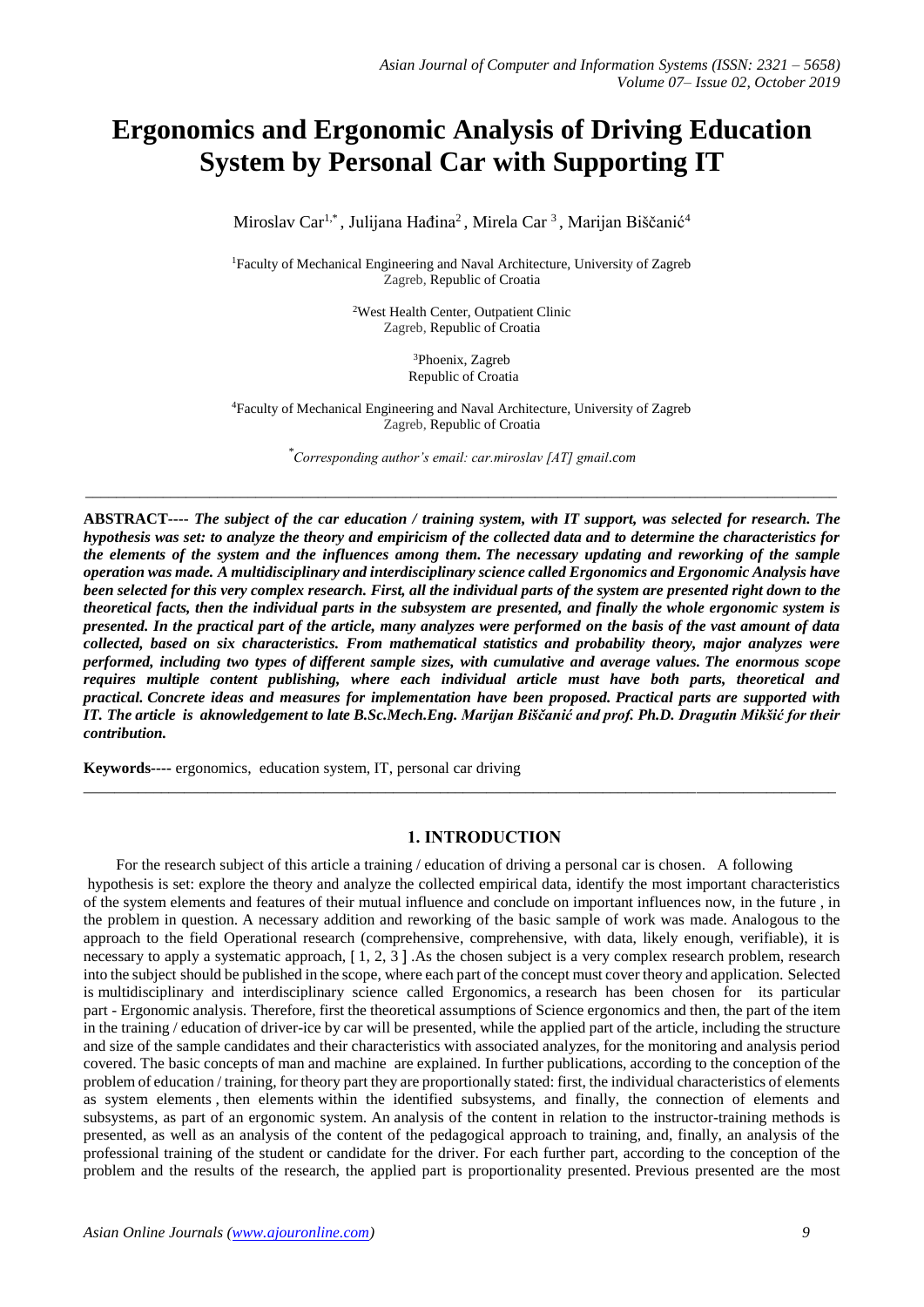# Ergonomics and Ergonomic Analysis of Driving Education System by Personal Car with Supporting IT

Miroslav Car[1,*], Julijana Hađina[2], Mirela Car[3], Marijan Biščanić[4]

[1]Faculty of Mechanical Engineering and Naval Architecture, University of Zagreb
Zagreb, Republic of Croatia

[2]West Health Center, Outpatient Clinic
Zagreb, Republic of Croatia

[3]Phoenix, Zagreb
Republic of Croatia

[4]Faculty of Mechanical Engineering and Naval Architecture, University of Zagreb
Zagreb, Republic of Croatia

[*]*Corresponding author's email: car.miroslav [AT] gmail.com*

---

**ABSTRACT----** ***The subject of the car education / training system, with IT support, was selected for research. The hypothesis was set: to analyze the theory and empiricism of the collected data and to determine the characteristics for the elements of the system and the influences among them. The necessary updating and reworking of the sample operation was made. A multidisciplinary and interdisciplinary science called Ergonomics and Ergonomic Analysis have been selected for this very complex research. First, all the individual parts of the system are presented right down to the theoretical facts, then the individual parts in the subsystem are presented, and finally the whole ergonomic system is presented. In the practical part of the article, many analyzes were performed on the basis of the vast amount of data collected, based on six characteristics. From mathematical statistics and probability theory, major analyzes were performed, including two types of different sample sizes, with cumulative and average values. The enormous scope requires multiple content publishing, where each individual article must have both parts, theoretical and practical. Concrete ideas and measures for implementation have been proposed. Practical parts are supported with IT. The article is aknowledgement to late B.Sc.Mech.Eng. Marijan Biščanić and prof. Ph.D. Dragutin Mikšić for their contribution.***

**Keywords----** ergonomics, education system, IT, personal car driving

---

## 1. INTRODUCTION

For the research subject of this article a training / education of driving a personal car is chosen. A following hypothesis is set: explore the theory and analyze the collected empirical data, identify the most important characteristics of the system elements and features of their mutual influence and conclude on important influences now, in the future , in the problem in question. A necessary addition and reworking of the basic sample of work was made. Analogous to the approach to the field Operational research (comprehensive, comprehensive, with data, likely enough, verifiable), it is necessary to apply a systematic approach, [ 1, 2, 3 ] .As the chosen subject is a very complex research problem, research into the subject should be published in the scope, where each part of the concept must cover theory and application. Selected is multidisciplinary and interdisciplinary science called Ergonomics, a research has been chosen for its particular part - Ergonomic analysis. Therefore, first the theoretical assumptions of Science ergonomics and then, the part of the item in the training / education of driver-ice by car will be presented, while the applied part of the article, including the structure and size of the sample candidates and their characteristics with associated analyzes, for the monitoring and analysis period covered. The basic concepts of man and machine are explained. In further publications, according to the conception of the problem of education / training, for theory part they are proportionally stated: first, the individual characteristics of elements as system elements , then elements within the identified subsystems, and finally, the connection of elements and subsystems, as part of an ergonomic system. An analysis of the content in relation to the instructor-training methods is presented, as well as an analysis of the content of the pedagogical approach to training, and, finally, an analysis of the professional training of the student or candidate for the driver. For each further part, according to the conception of the problem and the results of the research, the applied part is proportionality presented. Previous presented are the most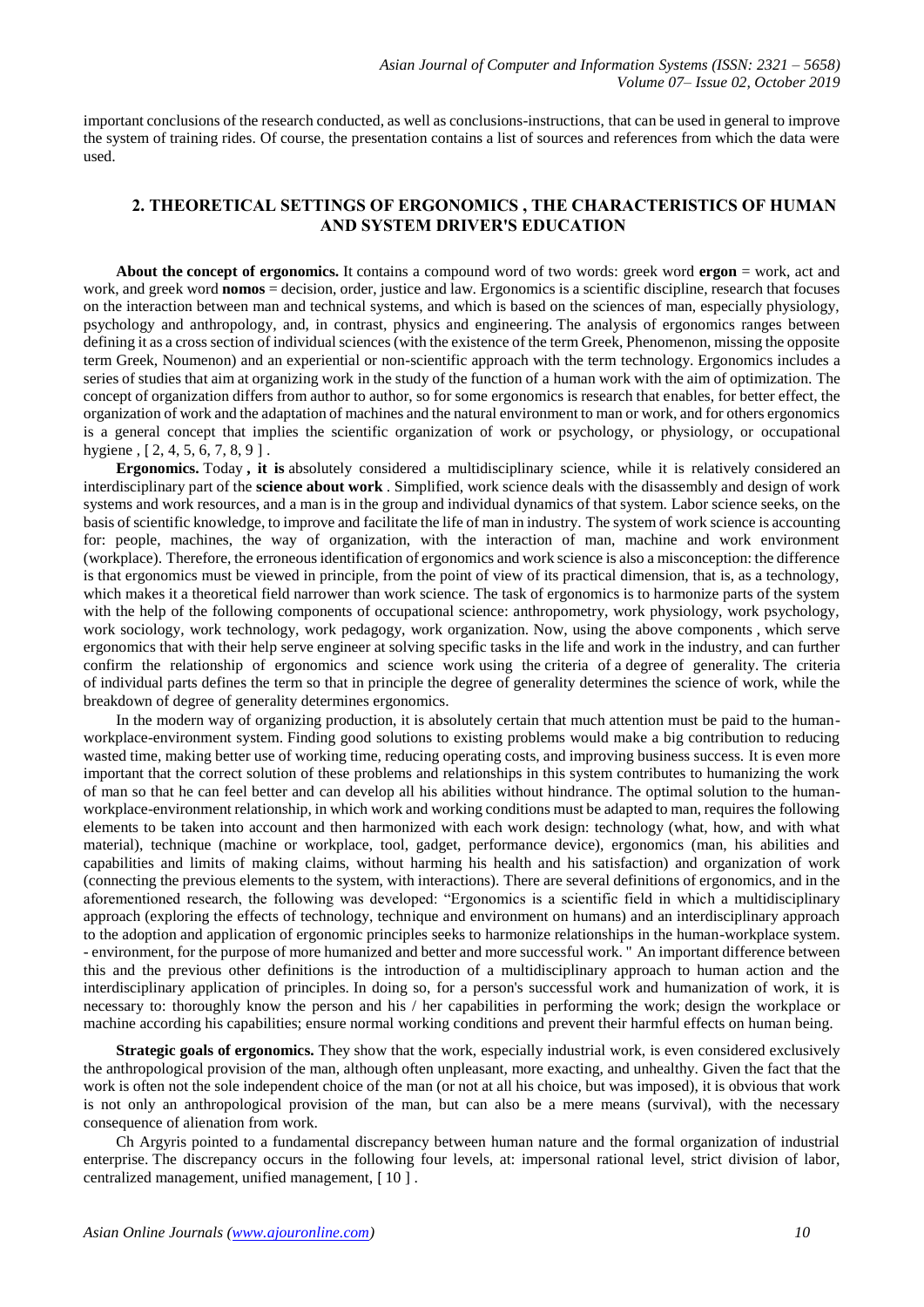important conclusions of the research conducted, as well as conclusions-instructions, that can be used in general to improve the system of training rides. Of course, the presentation contains a list of sources and references from which the data were used.

## 2. THEORETICAL SETTINGS OF ERGONOMICS , THE CHARACTERISTICS OF HUMAN AND SYSTEM DRIVER'S EDUCATION

**About the concept of ergonomics.** It contains a compound word of two words: greek word **ergon** = work, act and work, and greek word **nomos** = decision, order, justice and law. Ergonomics is a scientific discipline, research that focuses on the interaction between man and technical systems, and which is based on the sciences of man, especially physiology, psychology and anthropology, and, in contrast, physics and engineering. The analysis of ergonomics ranges between defining it as a cross section of individual sciences (with the existence of the term Greek, Phenomenon, missing the opposite term Greek, Noumenon) and an experiential or non-scientific approach with the term technology. Ergonomics includes a series of studies that aim at organizing work in the study of the function of a human work with the aim of optimization. The concept of organization differs from author to author, so for some ergonomics is research that enables, for better effect, the organization of work and the adaptation of machines and the natural environment to man or work, and for others ergonomics is a general concept that implies the scientific organization of work or psychology, or physiology, or occupational hygiene , [ 2, 4, 5, 6, 7, 8, 9 ] .

**Ergonomics.** Today **, it is** absolutely considered a multidisciplinary science, while it is relatively considered an interdisciplinary part of the **science about work** . Simplified, work science deals with the disassembly and design of work systems and work resources, and a man is in the group and individual dynamics of that system. Labor science seeks, on the basis of scientific knowledge, to improve and facilitate the life of man in industry. The system of work science is accounting for: people, machines, the way of organization, with the interaction of man, machine and work environment (workplace). Therefore, the erroneous identification of ergonomics and work science is also a misconception: the difference is that ergonomics must be viewed in principle, from the point of view of its practical dimension, that is, as a technology, which makes it a theoretical field narrower than work science. The task of ergonomics is to harmonize parts of the system with the help of the following components of occupational science: anthropometry, work physiology, work psychology, work sociology, work technology, work pedagogy, work organization. Now, using the above components , which serve ergonomics that with their help serve engineer at solving specific tasks in the life and work in the industry, and can further confirm the relationship of ergonomics and science work using the criteria of a degree of generality. The criteria of individual parts defines the term so that in principle the degree of generality determines the science of work, while the breakdown of degree of generality determines ergonomics.

In the modern way of organizing production, it is absolutely certain that much attention must be paid to the human-workplace-environment system. Finding good solutions to existing problems would make a big contribution to reducing wasted time, making better use of working time, reducing operating costs, and improving business success. It is even more important that the correct solution of these problems and relationships in this system contributes to humanizing the work of man so that he can feel better and can develop all his abilities without hindrance. The optimal solution to the human-workplace-environment relationship, in which work and working conditions must be adapted to man, requires the following elements to be taken into account and then harmonized with each work design: technology (what, how, and with what material), technique (machine or workplace, tool, gadget, performance device), ergonomics (man, his abilities and capabilities and limits of making claims, without harming his health and his satisfaction) and organization of work (connecting the previous elements to the system, with interactions). There are several definitions of ergonomics, and in the aforementioned research, the following was developed: "Ergonomics is a scientific field in which a multidisciplinary approach (exploring the effects of technology, technique and environment on humans) and an interdisciplinary approach to the adoption and application of ergonomic principles seeks to harmonize relationships in the human-workplace system. - environment, for the purpose of more humanized and better and more successful work. " An important difference between this and the previous other definitions is the introduction of a multidisciplinary approach to human action and the interdisciplinary application of principles. In doing so, for a person's successful work and humanization of work, it is necessary to: thoroughly know the person and his / her capabilities in performing the work; design the workplace or machine according his capabilities; ensure normal working conditions and prevent their harmful effects on human being.

**Strategic goals of ergonomics.** They show that the work, especially industrial work, is even considered exclusively the anthropological provision of the man, although often unpleasant, more exacting, and unhealthy. Given the fact that the work is often not the sole independent choice of the man (or not at all his choice, but was imposed), it is obvious that work is not only an anthropological provision of the man, but can also be a mere means (survival), with the necessary consequence of alienation from work.

Ch Argyris pointed to a fundamental discrepancy between human nature and the formal organization of industrial enterprise. The discrepancy occurs in the following four levels, at: impersonal rational level, strict division of labor, centralized management, unified management, [ 10 ] .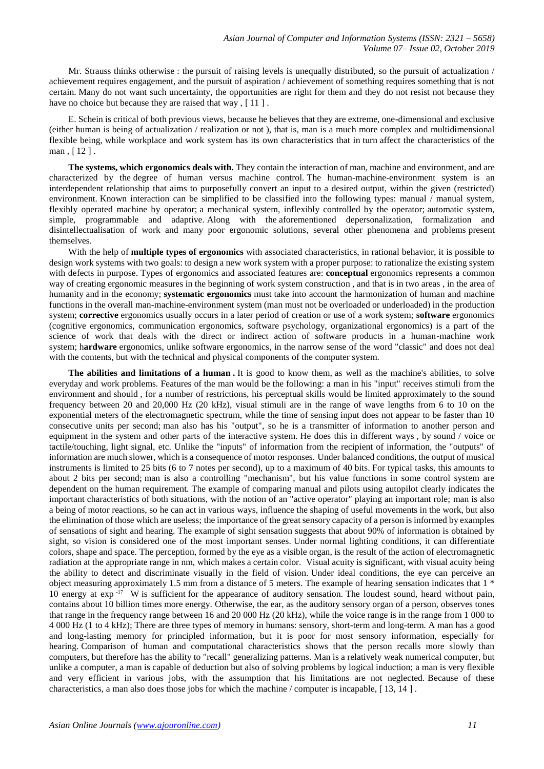Mr. Strauss thinks otherwise : the pursuit of raising levels is unequally distributed, so the pursuit of actualization / achievement requires engagement, and the pursuit of aspiration / achievement of something requires something that is not certain. Many do not want such uncertainty, the opportunities are right for them and they do not resist not because they have no choice but because they are raised that way , [ 11 ] .

E. Schein is critical of both previous views, because he believes that they are extreme, one-dimensional and exclusive (either human is being of actualization / realization or not ), that is, man is a much more complex and multidimensional flexible being, while workplace and work system has its own characteristics that in turn affect the characteristics of the man , [ 12 ] .

**The systems, which ergonomics deals with.** They contain the interaction of man, machine and environment, and are characterized by the degree of human versus machine control. The human-machine-environment system is an interdependent relationship that aims to purposefully convert an input to a desired output, within the given (restricted) environment. Known interaction can be simplified to be classified into the following types: manual / manual system, flexibly operated machine by operator; a mechanical system, inflexibly controlled by the operator; automatic system, simple, programmable and adaptive. Along with the aforementioned depersonalization, formalization and disintellectualisation of work and many poor ergonomic solutions, several other phenomena and problems present themselves.

With the help of **multiple types of ergonomics** with associated characteristics, in rational behavior, it is possible to design work systems with two goals: to design a new work system with a proper purpose: to rationalize the existing system with defects in purpose. Types of ergonomics and associated features are: **conceptual** ergonomics represents a common way of creating ergonomic measures in the beginning of work system construction , and that is in two areas , in the area of humanity and in the economy; **systematic ergonomics** must take into account the harmonization of human and machine functions in the overall man-machine-environment system (man must not be overloaded or underloaded) in the production system; **corrective** ergonomics usually occurs in a later period of creation or use of a work system; **software** ergonomics (cognitive ergonomics, communication ergonomics, software psychology, organizational ergonomics) is a part of the science of work that deals with the direct or indirect action of software products in a human-machine work system; h**ardware** ergonomics, unlike software ergonomics, in the narrow sense of the word "classic" and does not deal with the contents, but with the technical and physical components of the computer system.

**The abilities and limitations of a human .** It is good to know them, as well as the machine's abilities, to solve everyday and work problems. Features of the man would be the following: a man in his "input" receives stimuli from the environment and should , for a number of restrictions, his perceptual skills would be limited approximately to the sound frequency between 20 and 20,000 Hz (20 kHz), visual stimuli are in the range of wave lengths from 6 to 10 on the exponential meters of the electromagnetic spectrum, while the time of sensing input does not appear to be faster than 10 consecutive units per second; man also has his "output", so he is a transmitter of information to another person and equipment in the system and other parts of the interactive system. He does this in different ways , by sound / voice or tactile/touching, light signal, etc. Unlike the "inputs" of information from the recipient of information, the "outputs" of information are much slower, which is a consequence of motor responses. Under balanced conditions, the output of musical instruments is limited to 25 bits (6 to 7 notes per second), up to a maximum of 40 bits. For typical tasks, this amounts to about 2 bits per second; man is also a controlling "mechanism", but his value functions in some control system are dependent on the human requirement. The example of comparing manual and pilots using autopilot clearly indicates the important characteristics of both situations, with the notion of an "active operator" playing an important role; man is also a being of motor reactions, so he can act in various ways, influence the shaping of useful movements in the work, but also the elimination of those which are useless; the importance of the great sensory capacity of a person is informed by examples of sensations of sight and hearing. The example of sight sensation suggests that about 90% of information is obtained by sight, so vision is considered one of the most important senses. Under normal lighting conditions, it can differentiate colors, shape and space. The perception, formed by the eye as a visible organ, is the result of the action of electromagnetic radiation at the appropriate range in nm, which makes a certain color. Visual acuity is significant, with visual acuity being the ability to detect and discriminate visually in the field of vision. Under ideal conditions, the eye can perceive an object measuring approximately 1.5 mm from a distance of 5 meters. The example of hearing sensation indicates that 1 * 10 energy at exp $^{-17}$ W is sufficient for the appearance of auditory sensation. The loudest sound, heard without pain, contains about 10 billion times more energy. Otherwise, the ear, as the auditory sensory organ of a person, observes tones that range in the frequency range between 16 and 20 000 Hz (20 kHz), while the voice range is in the range from 1 000 to 4 000 Hz (1 to 4 kHz); There are three types of memory in humans: sensory, short-term and long-term. A man has a good and long-lasting memory for principled information, but it is poor for most sensory information, especially for hearing. Comparison of human and computational characteristics shows that the person recalls more slowly than computers, but therefore has the ability to "recall" generalizing patterns. Man is a relatively weak numerical computer, but unlike a computer, a man is capable of deduction but also of solving problems by logical induction; a man is very flexible and very efficient in various jobs, with the assumption that his limitations are not neglected. Because of these characteristics, a man also does those jobs for which the machine / computer is incapable, [ 13, 14 ] .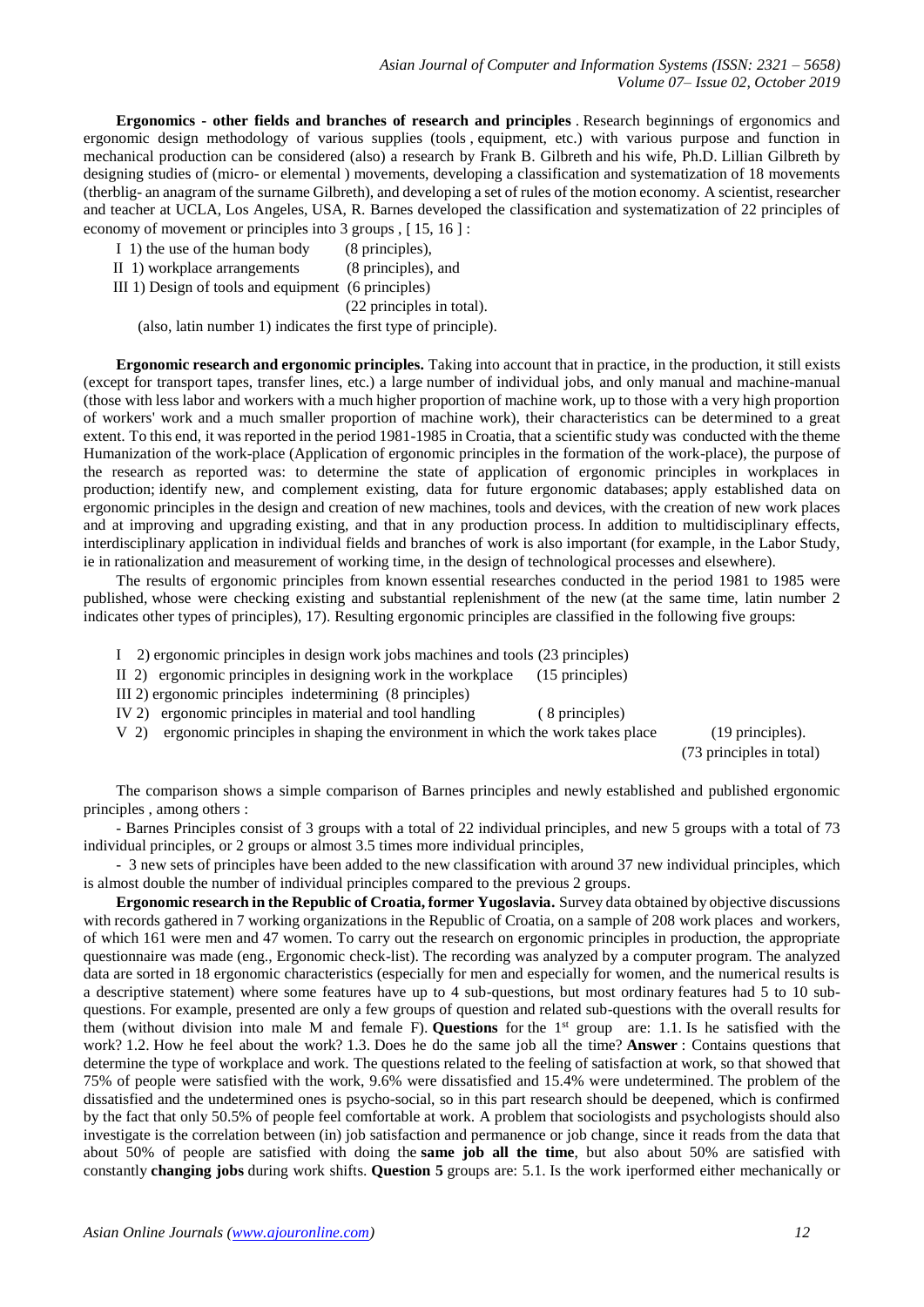**Ergonomics - other fields and branches of research and principles** . Research beginnings of ergonomics and ergonomic design methodology of various supplies (tools , equipment, etc.) with various purpose and function in mechanical production can be considered (also) a research by Frank B. Gilbreth and his wife, Ph.D. Lillian Gilbreth by designing studies of (micro- or elemental ) movements, developing a classification and systematization of 18 movements (therblig- an anagram of the surname Gilbreth), and developing a set of rules of the motion economy. A scientist, researcher and teacher at UCLA, Los Angeles, USA, R. Barnes developed the classification and systematization of 22 principles of economy of movement or principles into 3 groups , [ 15, 16 ] :

I 1) the use of the human body (8 principles),
II 1) workplace arrangements (8 principles), and
III 1) Design of tools and equipment (6 principles)
(22 principles in total).

(also, latin number 1) indicates the first type of principle).

**Ergonomic research and ergonomic principles.** Taking into account that in practice, in the production, it still exists (except for transport tapes, transfer lines, etc.) a large number of individual jobs, and only manual and machine-manual (those with less labor and workers with a much higher proportion of machine work, up to those with a very high proportion of workers' work and a much smaller proportion of machine work), their characteristics can be determined to a great extent. To this end, it was reported in the period 1981-1985 in Croatia, that a scientific study was conducted with the theme Humanization of the work-place (Application of ergonomic principles in the formation of the work-place), the purpose of the research as reported was: to determine the state of application of ergonomic principles in workplaces in production; identify new, and complement existing, data for future ergonomic databases; apply established data on ergonomic principles in the design and creation of new machines, tools and devices, with the creation of new work places and at improving and upgrading existing, and that in any production process. In addition to multidisciplinary effects, interdisciplinary application in individual fields and branches of work is also important (for example, in the Labor Study, ie in rationalization and measurement of working time, in the design of technological processes and elsewhere).

The results of ergonomic principles from known essential researches conducted in the period 1981 to 1985 were published, whose were checking existing and substantial replenishment of the new (at the same time, latin number 2 indicates other types of principles), 17). Resulting ergonomic principles are classified in the following five groups:

I 2) ergonomic principles in design work jobs machines and tools (23 principles)
II 2) ergonomic principles in designing work in the workplace (15 principles)
III 2) ergonomic principles indetermining (8 principles)
IV 2) ergonomic principles in material and tool handling ( 8 principles)
V 2) ergonomic principles in shaping the environment in which the work takes place (19 principles).
(73 principles in total)

The comparison shows a simple comparison of Barnes principles and newly established and published ergonomic principles , among others :

- Barnes Principles consist of 3 groups with a total of 22 individual principles, and new 5 groups with a total of 73 individual principles, or 2 groups or almost 3.5 times more individual principles,

- 3 new sets of principles have been added to the new classification with around 37 new individual principles, which is almost double the number of individual principles compared to the previous 2 groups.

**Ergonomic research in the Republic of Croatia, former Yugoslavia.** Survey data obtained by objective discussions with records gathered in 7 working organizations in the Republic of Croatia, on a sample of 208 work places and workers, of which 161 were men and 47 women. To carry out the research on ergonomic principles in production, the appropriate questionnaire was made (eng., Ergonomic check-list). The recording was analyzed by a computer program. The analyzed data are sorted in 18 ergonomic characteristics (especially for men and especially for women, and the numerical results is a descriptive statement) where some features have up to 4 sub-questions, but most ordinary features had 5 to 10 sub-questions. For example, presented are only a few groups of question and related sub-questions with the overall results for them (without division into male M and female F). **Questions** for the 1st group are: 1.1. Is he satisfied with the work? 1.2. How he feel about the work? 1.3. Does he do the same job all the time? **Answer** : Contains questions that determine the type of workplace and work. The questions related to the feeling of satisfaction at work, so that showed that 75% of people were satisfied with the work, 9.6% were dissatisfied and 15.4% were undetermined. The problem of the dissatisfied and the undetermined ones is psycho-social, so in this part research should be deepened, which is confirmed by the fact that only 50.5% of people feel comfortable at work. A problem that sociologists and psychologists should also investigate is the correlation between (in) job satisfaction and permanence or job change, since it reads from the data that about 50% of people are satisfied with doing the **same job all the time**, but also about 50% are satisfied with constantly **changing jobs** during work shifts. **Question 5** groups are: 5.1. Is the work iperformed either mechanically or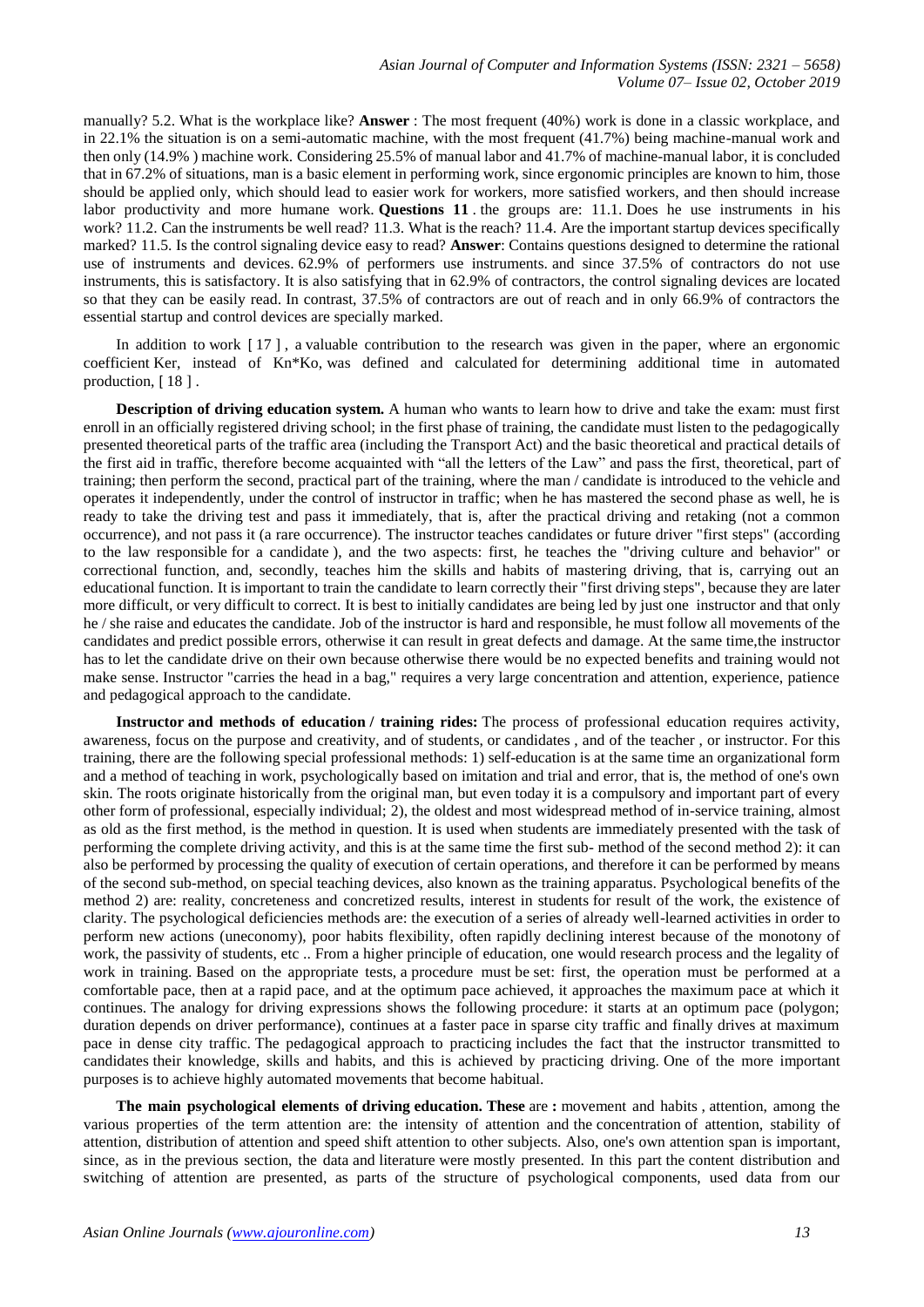manually? 5.2. What is the workplace like? **Answer** : The most frequent (40%) work is done in a classic workplace, and in 22.1% the situation is on a semi-automatic machine, with the most frequent (41.7%) being machine-manual work and then only (14.9% ) machine work. Considering 25.5% of manual labor and 41.7% of machine-manual labor, it is concluded that in 67.2% of situations, man is a basic element in performing work, since ergonomic principles are known to him, those should be applied only, which should lead to easier work for workers, more satisfied workers, and then should increase labor productivity and more humane work. **Questions 11** . the groups are: 11.1. Does he use instruments in his work? 11.2. Can the instruments be well read? 11.3. What is the reach? 11.4. Are the important startup devices specifically marked? 11.5. Is the control signaling device easy to read? **Answer**: Contains questions designed to determine the rational use of instruments and devices. 62.9% of performers use instruments. and since 37.5% of contractors do not use instruments, this is satisfactory. It is also satisfying that in 62.9% of contractors, the control signaling devices are located so that they can be easily read. In contrast, 37.5% of contractors are out of reach and in only 66.9% of contractors the essential startup and control devices are specially marked.

In addition to work [ 17 ] , a valuable contribution to the research was given in the paper, where an ergonomic coefficient Ker, instead of Kn*Ko, was defined and calculated for determining additional time in automated production, [ 18 ] .

**Description of driving education system.** A human who wants to learn how to drive and take the exam: must first enroll in an officially registered driving school; in the first phase of training, the candidate must listen to the pedagogically presented theoretical parts of the traffic area (including the Transport Act) and the basic theoretical and practical details of the first aid in traffic, therefore become acquainted with "all the letters of the Law" and pass the first, theoretical, part of training; then perform the second, practical part of the training, where the man / candidate is introduced to the vehicle and operates it independently, under the control of instructor in traffic; when he has mastered the second phase as well, he is ready to take the driving test and pass it immediately, that is, after the practical driving and retaking (not a common occurrence), and not pass it (a rare occurrence). The instructor teaches candidates or future driver "first steps" (according to the law responsible for a candidate ), and the two aspects: first, he teaches the "driving culture and behavior" or correctional function, and, secondly, teaches him the skills and habits of mastering driving, that is, carrying out an educational function. It is important to train the candidate to learn correctly their "first driving steps", because they are later more difficult, or very difficult to correct. It is best to initially candidates are being led by just one instructor and that only he / she raise and educates the candidate. Job of the instructor is hard and responsible, he must follow all movements of the candidates and predict possible errors, otherwise it can result in great defects and damage. At the same time,the instructor has to let the candidate drive on their own because otherwise there would be no expected benefits and training would not make sense. Instructor "carries the head in a bag," requires a very large concentration and attention, experience, patience and pedagogical approach to the candidate.

**Instructor and methods of education / training rides:** The process of professional education requires activity, awareness, focus on the purpose and creativity, and of students, or candidates , and of the teacher , or instructor. For this training, there are the following special professional methods: 1) self-education is at the same time an organizational form and a method of teaching in work, psychologically based on imitation and trial and error, that is, the method of one's own skin. The roots originate historically from the original man, but even today it is a compulsory and important part of every other form of professional, especially individual; 2), the oldest and most widespread method of in-service training, almost as old as the first method, is the method in question. It is used when students are immediately presented with the task of performing the complete driving activity, and this is at the same time the first sub- method of the second method 2): it can also be performed by processing the quality of execution of certain operations, and therefore it can be performed by means of the second sub-method, on special teaching devices, also known as the training apparatus. Psychological benefits of the method 2) are: reality, concreteness and concretized results, interest in students for result of the work, the existence of clarity. The psychological deficiencies methods are: the execution of a series of already well-learned activities in order to perform new actions (uneconomy), poor habits flexibility, often rapidly declining interest because of the monotony of work, the passivity of students, etc .. From a higher principle of education, one would research process and the legality of work in training. Based on the appropriate tests, a procedure must be set: first, the operation must be performed at a comfortable pace, then at a rapid pace, and at the optimum pace achieved, it approaches the maximum pace at which it continues. The analogy for driving expressions shows the following procedure: it starts at an optimum pace (polygon; duration depends on driver performance), continues at a faster pace in sparse city traffic and finally drives at maximum pace in dense city traffic. The pedagogical approach to practicing includes the fact that the instructor transmitted to candidates their knowledge, skills and habits, and this is achieved by practicing driving. One of the more important purposes is to achieve highly automated movements that become habitual.

**The main psychological elements of driving education. These** are **:** movement and habits , attention, among the various properties of the term attention are: the intensity of attention and the concentration of attention, stability of attention, distribution of attention and speed shift attention to other subjects. Also, one's own attention span is important, since, as in the previous section, the data and literature were mostly presented. In this part the content distribution and switching of attention are presented, as parts of the structure of psychological components, used data from our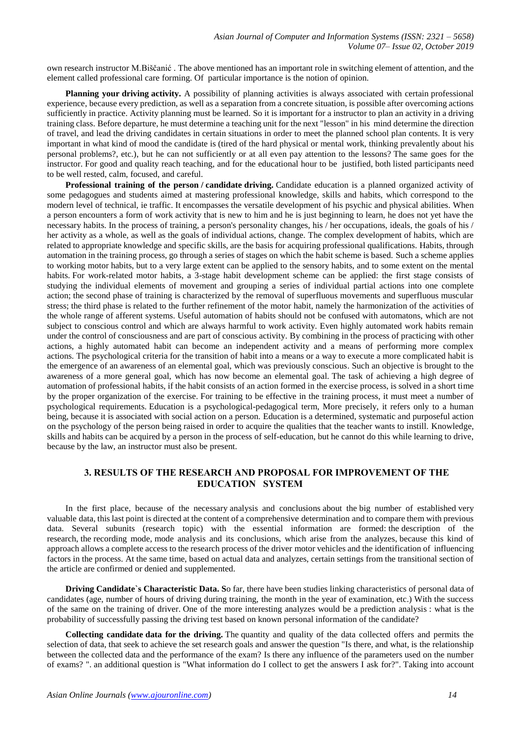own research instructor M.Biščanić . The above mentioned has an important role in switching element of attention, and the element called professional care forming. Of particular importance is the notion of opinion.

**Planning your driving activity.** A possibility of planning activities is always associated with certain professional experience, because every prediction, as well as a separation from a concrete situation, is possible after overcoming actions sufficiently in practice. Activity planning must be learned. So it is important for a instructor to plan an activity in a driving training class. Before departure, he must determine a teaching unit for the next "lesson" in his mind determine the direction of travel, and lead the driving candidates in certain situations in order to meet the planned school plan contents. It is very important in what kind of mood the candidate is (tired of the hard physical or mental work, thinking prevalently about his personal problems?, etc.), but he can not sufficiently or at all even pay attention to the lessons? The same goes for the instructor. For good and quality reach teaching, and for the educational hour to be justified, both listed participants need to be well rested, calm, focused, and careful.

**Professional training of the person / candidate driving.** Candidate education is a planned organized activity of some pedagogues and students aimed at mastering professional knowledge, skills and habits, which correspond to the modern level of technical, ie traffic. It encompasses the versatile development of his psychic and physical abilities. When a person encounters a form of work activity that is new to him and he is just beginning to learn, he does not yet have the necessary habits. In the process of training, a person's personality changes, his / her occupations, ideals, the goals of his / her activity as a whole, as well as the goals of individual actions, change. The complex development of habits, which are related to appropriate knowledge and specific skills, are the basis for acquiring professional qualifications. Habits, through automation in the training process, go through a series of stages on which the habit scheme is based. Such a scheme applies to working motor habits, but to a very large extent can be applied to the sensory habits, and to some extent on the mental habits. For work-related motor habits, a 3-stage habit development scheme can be applied: the first stage consists of studying the individual elements of movement and grouping a series of individual partial actions into one complete action; the second phase of training is characterized by the removal of superfluous movements and superfluous muscular stress; the third phase is related to the further refinement of the motor habit, namely the harmonization of the activities of the whole range of afferent systems. Useful automation of habits should not be confused with automatons, which are not subject to conscious control and which are always harmful to work activity. Even highly automated work habits remain under the control of consciousness and are part of conscious activity. By combining in the process of practicing with other actions, a highly automated habit can become an independent activity and a means of performing more complex actions. The psychological criteria for the transition of habit into a means or a way to execute a more complicated habit is the emergence of an awareness of an elemental goal, which was previously conscious. Such an objective is brought to the awareness of a more general goal, which has now become an elemental goal. The task of achieving a high degree of automation of professional habits, if the habit consists of an action formed in the exercise process, is solved in a short time by the proper organization of the exercise. For training to be effective in the training process, it must meet a number of psychological requirements. Education is a psychological-pedagogical term, More precisely, it refers only to a human being, because it is associated with social action on a person. Education is a determined, systematic and purposeful action on the psychology of the person being raised in order to acquire the qualities that the teacher wants to instill. Knowledge, skills and habits can be acquired by a person in the process of self-education, but he cannot do this while learning to drive, because by the law, an instructor must also be present.

## 3. RESULTS OF THE RESEARCH AND PROPOSAL FOR IMPROVEMENT OF THE EDUCATION SYSTEM

In the first place, because of the necessary analysis and conclusions about the big number of established very valuable data, this last point is directed at the content of a comprehensive determination and to compare them with previous data. Several subunits (research topic) with the essential information are formed: the description of the research, the recording mode, mode analysis and its conclusions, which arise from the analyzes, because this kind of approach allows a complete access to the research process of the driver motor vehicles and the identification of influencing factors in the process. At the same time, based on actual data and analyzes, certain settings from the transitional section of the article are confirmed or denied and supplemented.

**Driving Candidate`s Characteristic Data. S**o far, there have been studies linking characteristics of personal data of candidates (age, number of hours of driving during training, the month in the year of examination, etc.) With the success of the same on the training of driver. One of the more interesting analyzes would be a prediction analysis : what is the probability of successfully passing the driving test based on known personal information of the candidate?

**Collecting candidate data for the driving.** The quantity and quality of the data collected offers and permits the selection of data, that seek to achieve the set research goals and answer the question "Is there, and what, is the relationship between the collected data and the performance of the exam? Is there any influence of the parameters used on the number of exams? ". an additional question is "What information do I collect to get the answers I ask for?". Taking into account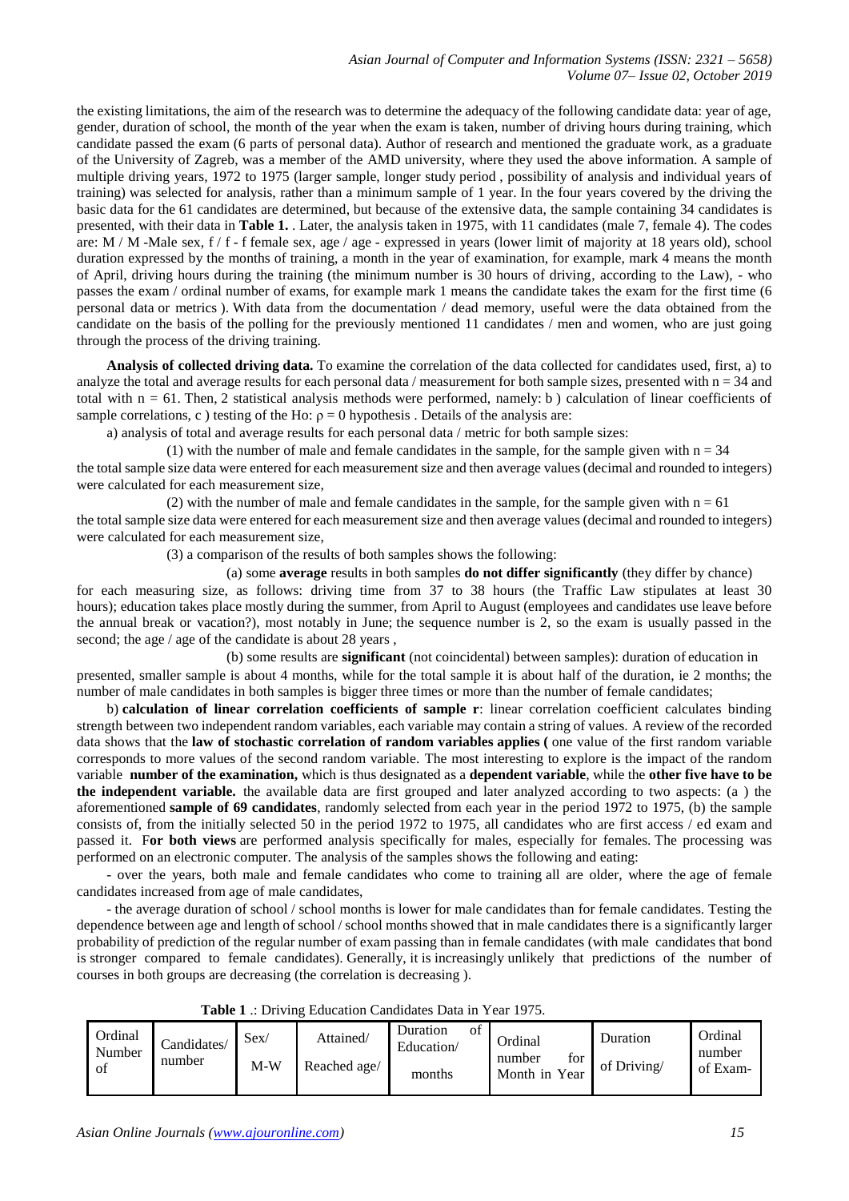the existing limitations, the aim of the research was to determine the adequacy of the following candidate data: year of age, gender, duration of school, the month of the year when the exam is taken, number of driving hours during training, which candidate passed the exam (6 parts of personal data). Author of research and mentioned the graduate work, as a graduate of the University of Zagreb, was a member of the AMD university, where they used the above information. A sample of multiple driving years, 1972 to 1975 (larger sample, longer study period , possibility of analysis and individual years of training) was selected for analysis, rather than a minimum sample of 1 year. In the four years covered by the driving the basic data for the 61 candidates are determined, but because of the extensive data, the sample containing 34 candidates is presented, with their data in **Table 1.** . Later, the analysis taken in 1975, with 11 candidates (male 7, female 4). The codes are: M / M -Male sex, f / f - f female sex, age / age - expressed in years (lower limit of majority at 18 years old), school duration expressed by the months of training, a month in the year of examination, for example, mark 4 means the month of April, driving hours during the training (the minimum number is 30 hours of driving, according to the Law), - who passes the exam / ordinal number of exams, for example mark 1 means the candidate takes the exam for the first time (6 personal data or metrics ). With data from the documentation / dead memory, useful were the data obtained from the candidate on the basis of the polling for the previously mentioned 11 candidates / men and women, who are just going through the process of the driving training.

**Analysis of collected driving data.** To examine the correlation of the data collected for candidates used, first, a) to analyze the total and average results for each personal data / measurement for both sample sizes, presented with n = 34 and total with n = 61. Then, 2 statistical analysis methods were performed, namely: b ) calculation of linear coefficients of sample correlations, c ) testing of the Ho: ρ = 0 hypothesis . Details of the analysis are:

a) analysis of total and average results for each personal data / metric for both sample sizes:

(1) with the number of male and female candidates in the sample, for the sample given with n = 34 the total sample size data were entered for each measurement size and then average values (decimal and rounded to integers) were calculated for each measurement size,

(2) with the number of male and female candidates in the sample, for the sample given with n = 61 the total sample size data were entered for each measurement size and then average values (decimal and rounded to integers) were calculated for each measurement size,

(3) a comparison of the results of both samples shows the following:

(a) some **average** results in both samples **do not differ significantly** (they differ by chance) for each measuring size, as follows: driving time from 37 to 38 hours (the Traffic Law stipulates at least 30 hours); education takes place mostly during the summer, from April to August (employees and candidates use leave before the annual break or vacation?), most notably in June; the sequence number is 2, so the exam is usually passed in the second; the age / age of the candidate is about 28 years ,

(b) some results are **significant** (not coincidental) between samples): duration of education in presented, smaller sample is about 4 months, while for the total sample it is about half of the duration, ie 2 months; the number of male candidates in both samples is bigger three times or more than the number of female candidates;

b) **calculation of linear correlation coefficients of sample r**: linear correlation coefficient calculates binding strength between two independent random variables, each variable may contain a string of values. A review of the recorded data shows that the **law of stochastic correlation of random variables applies (** one value of the first random variable corresponds to more values of the second random variable. The most interesting to explore is the impact of the random variable **number of the examination,** which is thus designated as a **dependent variable**, while the **other five have to be the independent variable.** the available data are first grouped and later analyzed according to two aspects: (a ) the aforementioned **sample of 69 candidates**, randomly selected from each year in the period 1972 to 1975, (b) the sample consists of, from the initially selected 50 in the period 1972 to 1975, all candidates who are first access / ed exam and passed it. F**or both views** are performed analysis specifically for males, especially for females. The processing was performed on an electronic computer. The analysis of the samples shows the following and eating:

- over the years, both male and female candidates who come to training all are older, where the age of female candidates increased from age of male candidates,

- the average duration of school / school months is lower for male candidates than for female candidates. Testing the dependence between age and length of school / school months showed that in male candidates there is a significantly larger probability of prediction of the regular number of exam passing than in female candidates (with male candidates that bond is stronger compared to female candidates). Generally, it is increasingly unlikely that predictions of the number of courses in both groups are decreasing (the correlation is decreasing ).

**Table 1** .: Driving Education Candidates Data in Year 1975.

| Ordinal Number of | Candidates/ number | Sex/ M-W | Attained/ Reached age/ | Duration of Education/ months | Ordinal number for Month in Year | Duration of Driving/ | Ordinal number of Exam- |
|---|---|---|---|---|---|---|---|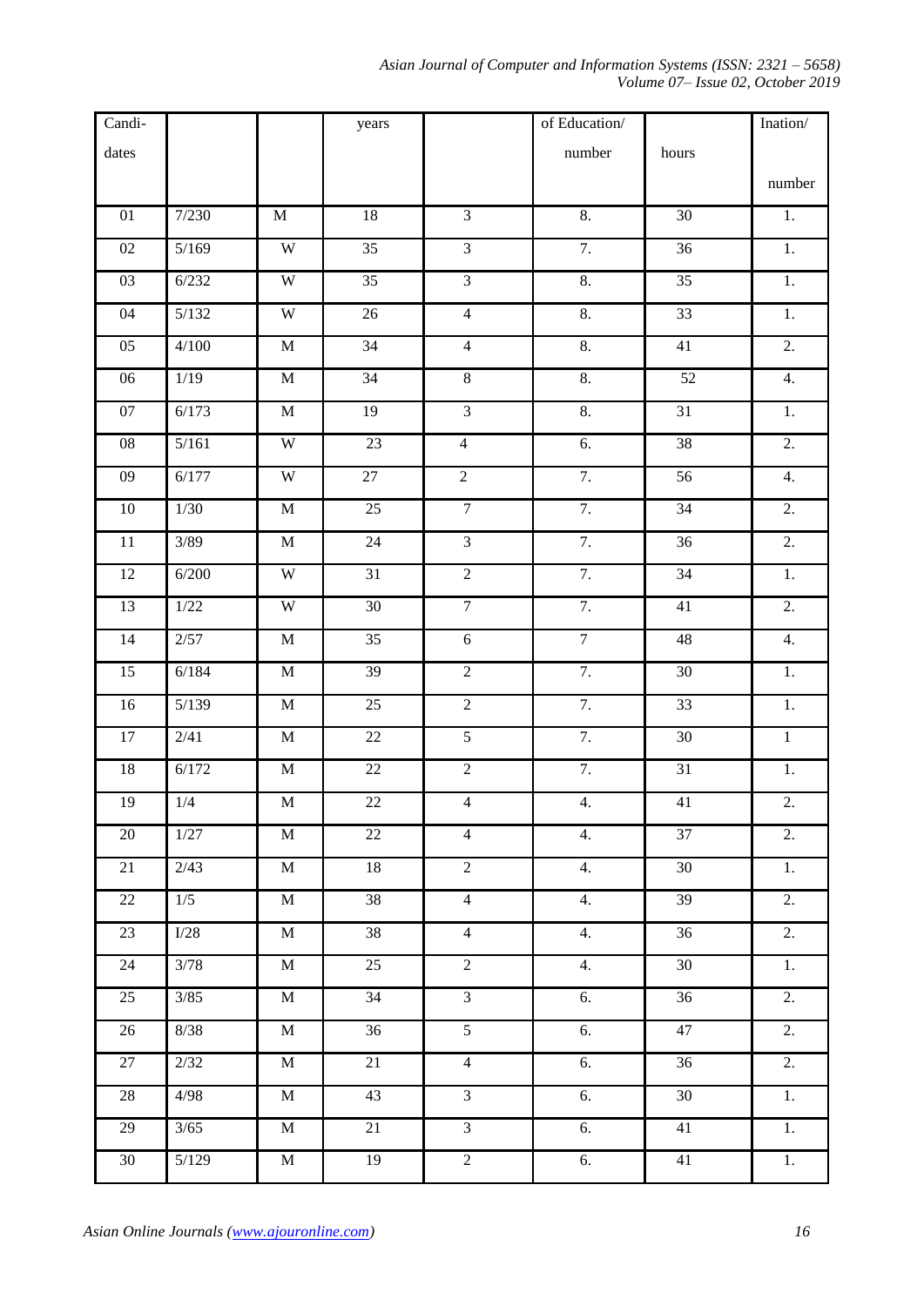| Candi-<br>dates | | | years | | of Education/<br>number | hours | Ination/<br>number |
|---|---|---|---|---|---|---|---|
| 01 | 7/230 | M | 18 | 3 | 8. | 30 | 1. |
| 02 | 5/169 | W | 35 | 3 | 7. | 36 | 1. |
| 03 | 6/232 | W | 35 | 3 | 8. | 35 | 1. |
| 04 | 5/132 | W | 26 | 4 | 8. | 33 | 1. |
| 05 | 4/100 | M | 34 | 4 | 8. | 41 | 2. |
| 06 | 1/19 | M | 34 | 8 | 8. | 52 | 4. |
| 07 | 6/173 | M | 19 | 3 | 8. | 31 | 1. |
| 08 | 5/161 | W | 23 | 4 | 6. | 38 | 2. |
| 09 | 6/177 | W | 27 | 2 | 7. | 56 | 4. |
| 10 | 1/30 | M | 25 | 7 | 7. | 34 | 2. |
| 11 | 3/89 | M | 24 | 3 | 7. | 36 | 2. |
| 12 | 6/200 | W | 31 | 2 | 7. | 34 | 1. |
| 13 | 1/22 | W | 30 | 7 | 7. | 41 | 2. |
| 14 | 2/57 | M | 35 | 6 | 7 | 48 | 4. |
| 15 | 6/184 | M | 39 | 2 | 7. | 30 | 1. |
| 16 | 5/139 | M | 25 | 2 | 7. | 33 | 1. |
| 17 | 2/41 | M | 22 | 5 | 7. | 30 | 1 |
| 18 | 6/172 | M | 22 | 2 | 7. | 31 | 1. |
| 19 | 1/4 | M | 22 | 4 | 4. | 41 | 2. |
| 20 | 1/27 | M | 22 | 4 | 4. | 37 | 2. |
| 21 | 2/43 | M | 18 | 2 | 4. | 30 | 1. |
| 22 | 1/5 | M | 38 | 4 | 4. | 39 | 2. |
| 23 | I/28 | M | 38 | 4 | 4. | 36 | 2. |
| 24 | 3/78 | M | 25 | 2 | 4. | 30 | 1. |
| 25 | 3/85 | M | 34 | 3 | 6. | 36 | 2. |
| 26 | 8/38 | M | 36 | 5 | 6. | 47 | 2. |
| 27 | 2/32 | M | 21 | 4 | 6. | 36 | 2. |
| 28 | 4/98 | M | 43 | 3 | 6. | 30 | 1. |
| 29 | 3/65 | M | 21 | 3 | 6. | 41 | 1. |
| 30 | 5/129 | M | 19 | 2 | 6. | 41 | 1. |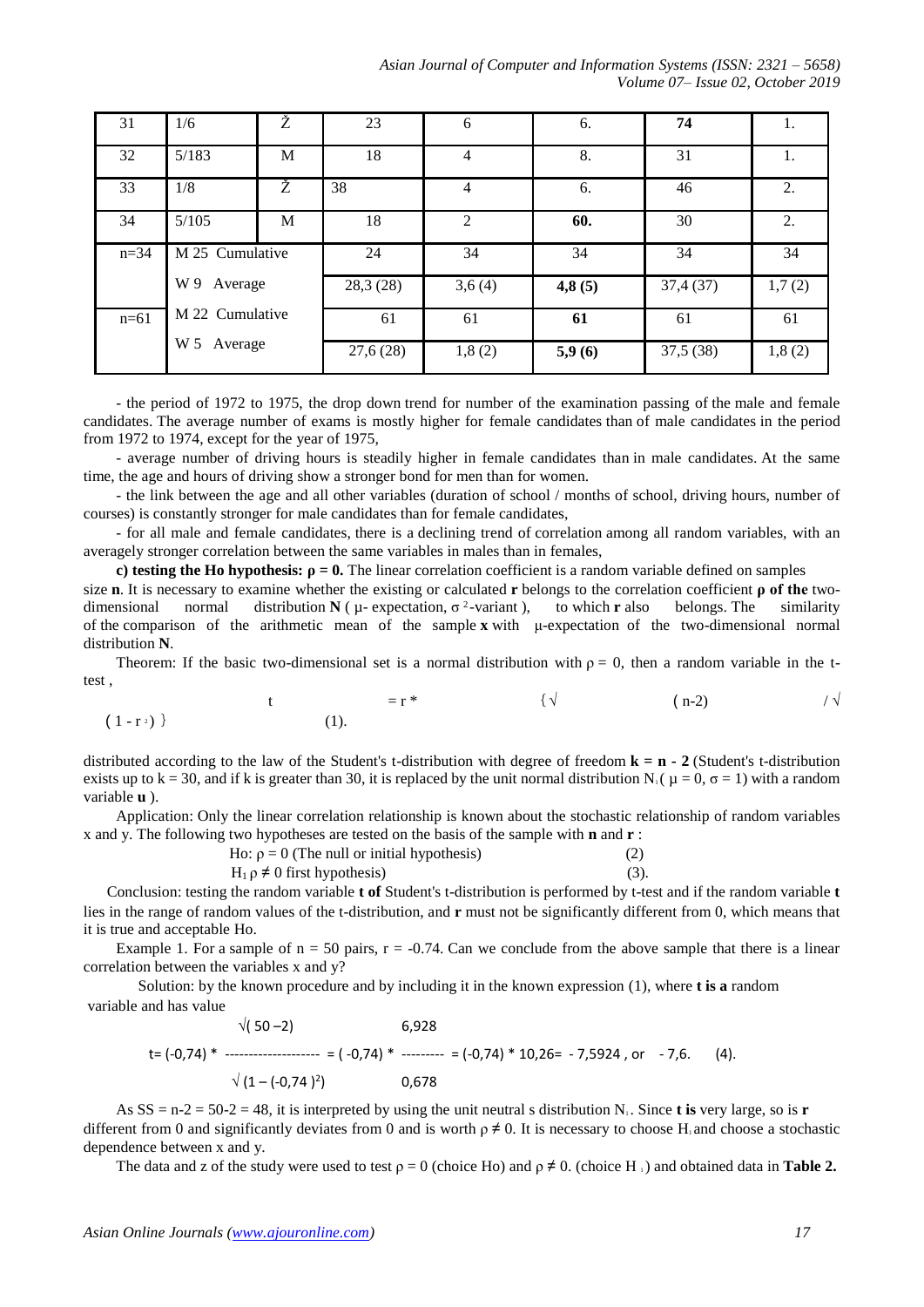| 31 | 1/6 | Ž | 23 | 6 | 6. | **74** | 1. |
|---|---|---|---|---|---|---|---|
| 32 | 5/183 | M | 18 | 4 | 8. | 31 | 1. |
| 33 | 1/8 | Ž | 38 | 4 | 6. | 46 | 2. |
| 34 | 5/105 | M | 18 | 2 | **60.** | 30 | 2. |
| n=34 | M 25 Cumulative | | 24 | 34 | 34 | 34 | 34 |
| | W 9 Average | | 28,3 (28) | 3,6 (4) | **4,8 (5)** | 37,4 (37) | 1,7 (2) |
| n=61 | M 22 Cumulative | | 61 | 61 | **61** | 61 | 61 |
| | W 5 Average | | 27,6 (28) | 1,8 (2) | **5,9 (6)** | 37,5 (38) | 1,8 (2) |

- the period of 1972 to 1975, the drop down trend for number of the examination passing of the male and female candidates. The average number of exams is mostly higher for female candidates than of male candidates in the period from 1972 to 1974, except for the year of 1975,

- average number of driving hours is steadily higher in female candidates than in male candidates. At the same time, the age and hours of driving show a stronger bond for men than for women.

- the link between the age and all other variables (duration of school / months of school, driving hours, number of courses) is constantly stronger for male candidates than for female candidates,

- for all male and female candidates, there is a declining trend of correlation among all random variables, with an averagely stronger correlation between the same variables in males than in females,

**c) testing the Ho hypothesis: $\rho = 0$.** The linear correlation coefficient is a random variable defined on samples size **n**. It is necessary to examine whether the existing or calculated **r** belongs to the correlation coefficient **ρ of the** two-dimensional normal distribution **N** ( μ- expectation, $\sigma^2$-variant ), to which **r** also belongs. The similarity of the comparison of the arithmetic mean of the sample **x** with μ-expectation of the two-dimensional normal distribution **N**.

Theorem: If the basic two-dimensional set is a normal distribution with $\rho = 0$, then a random variable in the t-test ,

$$t = r * \{\sqrt{(n-2)} / \sqrt{(1 - r^2)}\} \quad (1).$$

distributed according to the law of the Student's t-distribution with degree of freedom **k = n - 2** (Student's t-distribution exists up to k = 30, and if k is greater than 30, it is replaced by the unit normal distribution $N_1$( $\mu = 0$, $\sigma = 1$) with a random variable **u** ).

Application: Only the linear correlation relationship is known about the stochastic relationship of random variables x and y. The following two hypotheses are tested on the basis of the sample with **n** and **r** :

Ho: $\rho = 0$ (The null or initial hypothesis) (2)

$H_1$ $\rho \neq 0$ first hypothesis) (3).

Conclusion: testing the random variable **t of** Student's t-distribution is performed by t-test and if the random variable **t** lies in the range of random values of the t-distribution, and **r** must not be significantly different from 0, which means that it is true and acceptable Ho.

Example 1. For a sample of n = 50 pairs, r = -0.74. Can we conclude from the above sample that there is a linear correlation between the variables x and y?

Solution: by the known procedure and by including it in the known expression (1), where **t is a** random variable and has value

$$t = (-0,74) * \frac{\sqrt{(50-2)}}{\sqrt{(1-(-0,74)^2)}} = (-0,74) * \frac{6,928}{0,678} = (-0,74) * 10,26 = -7,5924 \text{, or } -7,6. \quad (4).$$

As SS = n-2 = 50-2 = 48, it is interpreted by using the unit neutral s distribution $N_1$. Since **t is** very large, so is **r** different from 0 and significantly deviates from 0 and is worth $\rho \neq 0$. It is necessary to choose $H_1$ and choose a stochastic dependence between x and y.

The data and z of the study were used to test $\rho = 0$ (choice Ho) and $\rho \neq 0$. (choice $H_1$) and obtained data in **Table 2.**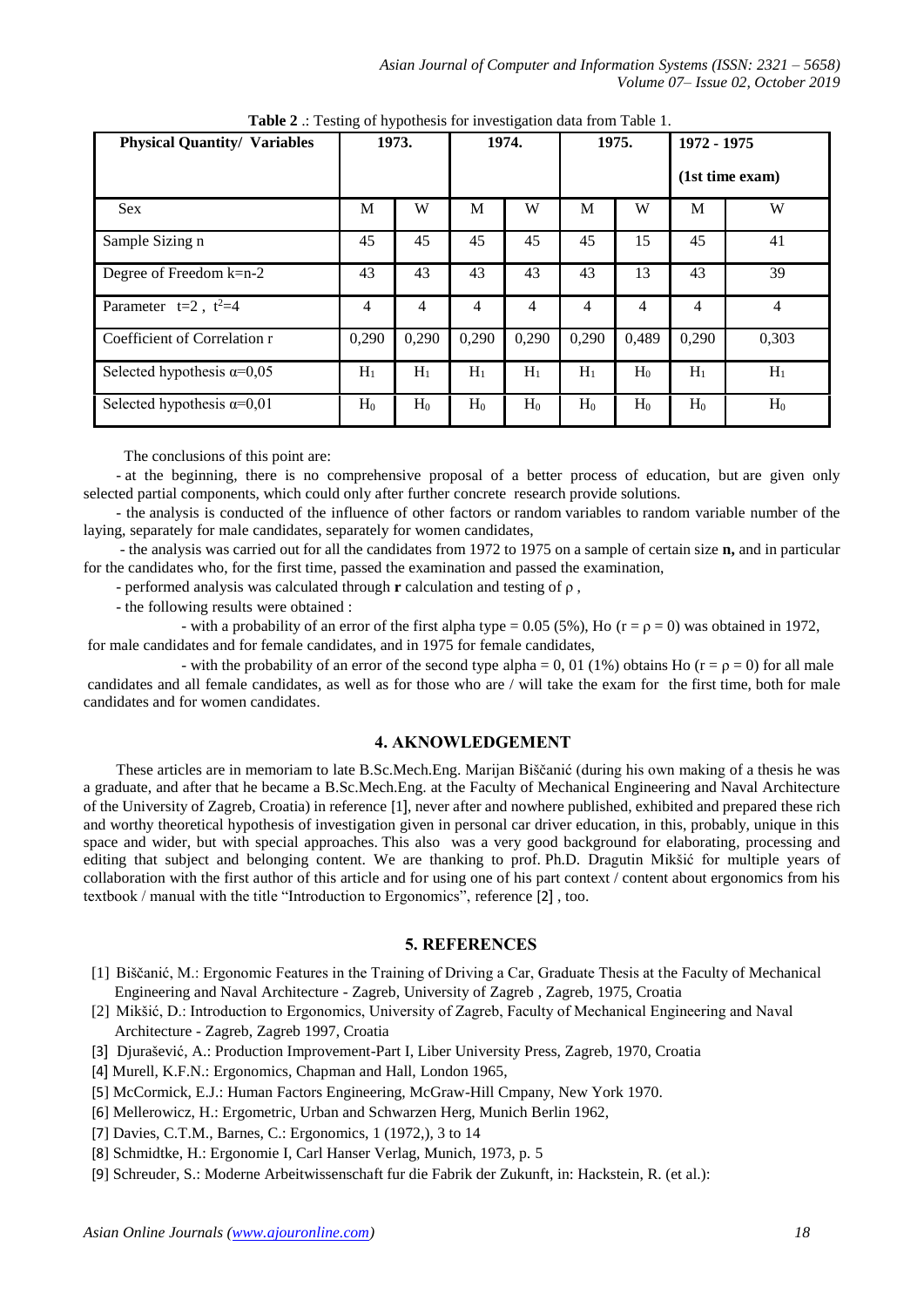**Table 2** .: Testing of hypothesis for investigation data from Table 1.

| **Physical Quantity/ Variables** | **1973.** | | **1974.** | | **1975.** | | **1972 - 1975 (1st time exam)** | |
|---|---|---|---|---|---|---|---|---|
| Sex | M | W | M | W | M | W | M | W |
| Sample Sizing n | 45 | 45 | 45 | 45 | 45 | 15 | 45 | 41 |
| Degree of Freedom k=n-2 | 43 | 43 | 43 | 43 | 43 | 13 | 43 | 39 |
| Parameter $t=2$ , $t^2=4$ | 4 | 4 | 4 | 4 | 4 | 4 | 4 | 4 |
| Coefficient of Correlation r | 0,290 | 0,290 | 0,290 | 0,290 | 0,290 | 0,489 | 0,290 | 0,303 |
| Selected hypothesis $\alpha=0{,}05$ | $H_1$ | $H_1$ | $H_1$ | $H_1$ | $H_1$ | $H_0$ | $H_1$ | $H_1$ |
| Selected hypothesis $\alpha=0{,}01$ | $H_0$ | $H_0$ | $H_0$ | $H_0$ | $H_0$ | $H_0$ | $H_0$ | $H_0$ |

The conclusions of this point are:

- at the beginning, there is no comprehensive proposal of a better process of education, but are given only selected partial components, which could only after further concrete research provide solutions.
- the analysis is conducted of the influence of other factors or random variables to random variable number of the laying, separately for male candidates, separately for women candidates,
- the analysis was carried out for all the candidates from 1972 to 1975 on a sample of certain size **n,** and in particular for the candidates who, for the first time, passed the examination and passed the examination,
- performed analysis was calculated through **r** calculation and testing of $\rho$ ,
- the following results were obtained :
  - with a probability of an error of the first alpha type = 0.05 (5%), Ho ($r = \rho = 0$) was obtained in 1972, for male candidates and for female candidates, and in 1975 for female candidates,
  - with the probability of an error of the second type alpha = 0, 01 (1%) obtains Ho ($r = \rho = 0$) for all male candidates and all female candidates, as well as for those who are / will take the exam for the first time, both for male candidates and for women candidates.

## 4. AKNOWLEDGEMENT

These articles are in memoriam to late B.Sc.Mech.Eng. Marijan Biščanić (during his own making of a thesis he was a graduate, and after that he became a B.Sc.Mech.Eng. at the Faculty of Mechanical Engineering and Naval Architecture of the University of Zagreb, Croatia) in reference [1], never after and nowhere published, exhibited and prepared these rich and worthy theoretical hypothesis of investigation given in personal car driver education, in this, probably, unique in this space and wider, but with special approaches. This also was a very good background for elaborating, processing and editing that subject and belonging content. We are thanking to prof. Ph.D. Dragutin Mikšić for multiple years of collaboration with the first author of this article and for using one of his part context / content about ergonomics from his textbook / manual with the title "Introduction to Ergonomics", reference [2] , too.

## 5. REFERENCES

[1] Biščanić, M.: Ergonomic Features in the Training of Driving a Car, Graduate Thesis at the Faculty of Mechanical Engineering and Naval Architecture - Zagreb, University of Zagreb , Zagreb, 1975, Croatia

[2] Mikšić, D.: Introduction to Ergonomics, University of Zagreb, Faculty of Mechanical Engineering and Naval Architecture - Zagreb, Zagreb 1997, Croatia

[3] Djurašević, A.: Production Improvement-Part I, Liber University Press, Zagreb, 1970, Croatia

[4] Murell, K.F.N.: Ergonomics, Chapman and Hall, London 1965,

[5] McCormick, E.J.: Human Factors Engineering, McGraw-Hill Cmpany, New York 1970.

[6] Mellerowicz, H.: Ergometric, Urban and Schwarzen Herg, Munich Berlin 1962,

[7] Davies, C.T.M., Barnes, C.: Ergonomics, 1 (1972,), 3 to 14

[8] Schmidtke, H.: Ergonomie I, Carl Hanser Verlag, Munich, 1973, p. 5

[9] Schreuder, S.: Moderne Arbeitswissenschaft fur die Fabrik der Zukunft, in: Hackstein, R. (et al.):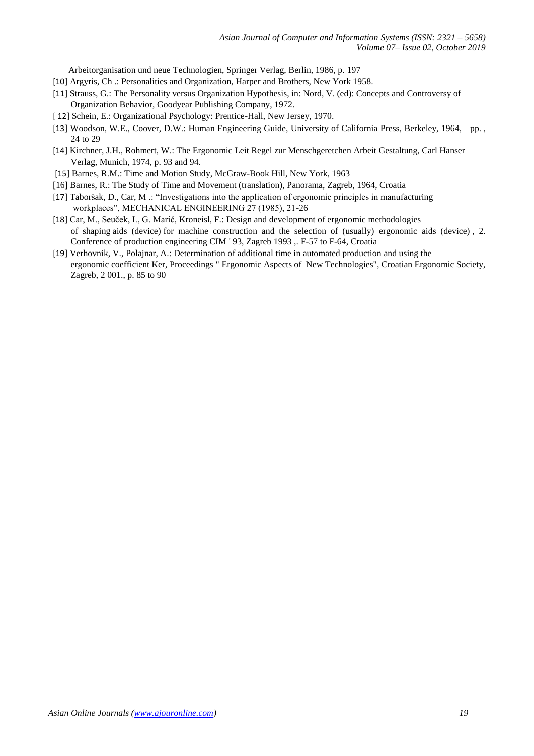Arbeitorganisation und neue Technologien, Springer Verlag, Berlin, 1986, p. 197

[10] Argyris, Ch .: Personalities and Organization, Harper and Brothers, New York 1958.

[11] Strauss, G.: The Personality versus Organization Hypothesis, in: Nord, V. (ed): Concepts and Controversy of Organization Behavior, Goodyear Publishing Company, 1972.

[ 12] Schein, E.: Organizational Psychology: Prentice-Hall, New Jersey, 1970.

[13] Woodson, W.E., Coover, D.W.: Human Engineering Guide, University of California Press, Berkeley, 1964, pp. , 24 to 29

[14] Kirchner, J.H., Rohmert, W.: The Ergonomic Leit Regel zur Menschgeretchen Arbeit Gestaltung, Carl Hanser Verlag, Munich, 1974, p. 93 and 94.

[15] Barnes, R.M.: Time and Motion Study, McGraw-Book Hill, New York, 1963

[16] Barnes, R.: The Study of Time and Movement (translation), Panorama, Zagreb, 1964, Croatia

[17] Taboršak, D., Car, M .: "Investigations into the application of ergonomic principles in manufacturing workplaces", MECHANICAL ENGINEERING 27 (1985), 21-26

[18] Car, M., Seuček, I., G. Marić, Kroneisl, F.: Design and development of ergonomic methodologies of shaping aids (device) for machine construction and the selection of (usually) ergonomic aids (device) , 2. Conference of production engineering CIM ' 93, Zagreb 1993 ,. F-57 to F-64, Croatia

[19] Verhovnik, V., Polajnar, A.: Determination of additional time in automated production and using the ergonomic coefficient Ker, Proceedings " Ergonomic Aspects of New Technologies", Croatian Ergonomic Society, Zagreb, 2 001., p. 85 to 90